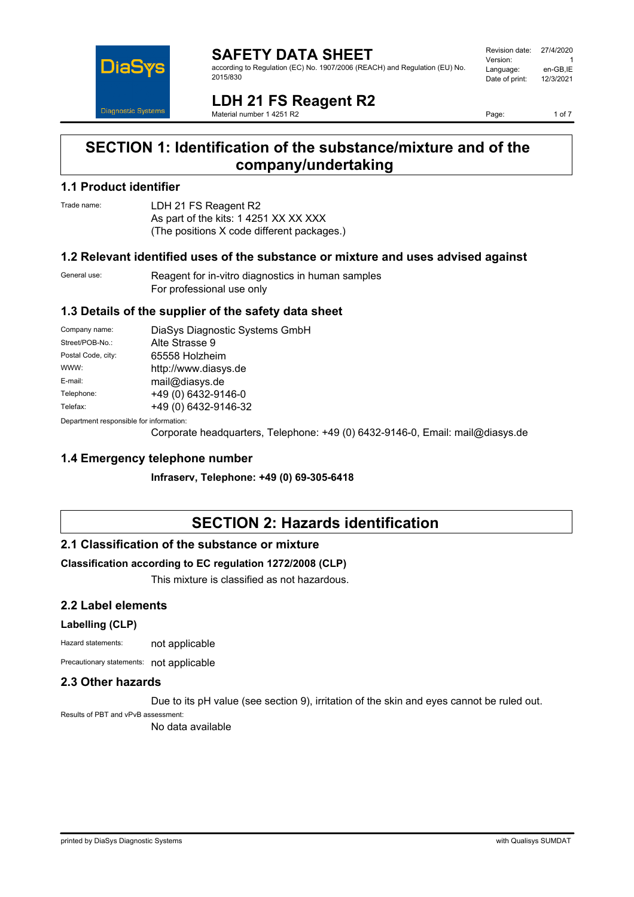# SAFETY DATA SHEET

according to Regulation (EC) No. 1907/2006 (REACH) and Regulation (EU) No. 2015/830

| | |
|---|---|
| Revision date: | 27/4/2020 |
| Version: | 1 |
| Language: | en-GB,IE |
| Date of print: | 12/3/2021 |

# LDH 21 FS Reagent R2

Material number 1 4251 R2

## SECTION 1: Identification of the substance/mixture and of the company/undertaking

### 1.1 Product identifier

Trade name: LDH 21 FS Reagent R2
As part of the kits: 1 4251 XX XX XXX
(The positions X code different packages.)

### 1.2 Relevant identified uses of the substance or mixture and uses advised against

General use: Reagent for in-vitro diagnostics in human samples
For professional use only

### 1.3 Details of the supplier of the safety data sheet

| | |
|---|---|
| Company name: | DiaSys Diagnostic Systems GmbH |
| Street/POB-No.: | Alte Strasse 9 |
| Postal Code, city: | 65558 Holzheim |
| WWW: | http://www.diasys.de |
| E-mail: | mail@diasys.de |
| Telephone: | +49 (0) 6432-9146-0 |
| Telefax: | +49 (0) 6432-9146-32 |

Department responsible for information:
Corporate headquarters, Telephone: +49 (0) 6432-9146-0, Email: mail@diasys.de

### 1.4 Emergency telephone number

**Infraserv, Telephone: +49 (0) 69-305-6418**

## SECTION 2: Hazards identification

### 2.1 Classification of the substance or mixture

**Classification according to EC regulation 1272/2008 (CLP)**

This mixture is classified as not hazardous.

### 2.2 Label elements

**Labelling (CLP)**

Hazard statements: not applicable

Precautionary statements: not applicable

### 2.3 Other hazards

Due to its pH value (see section 9), irritation of the skin and eyes cannot be ruled out.

Results of PBT and vPvB assessment:
No data available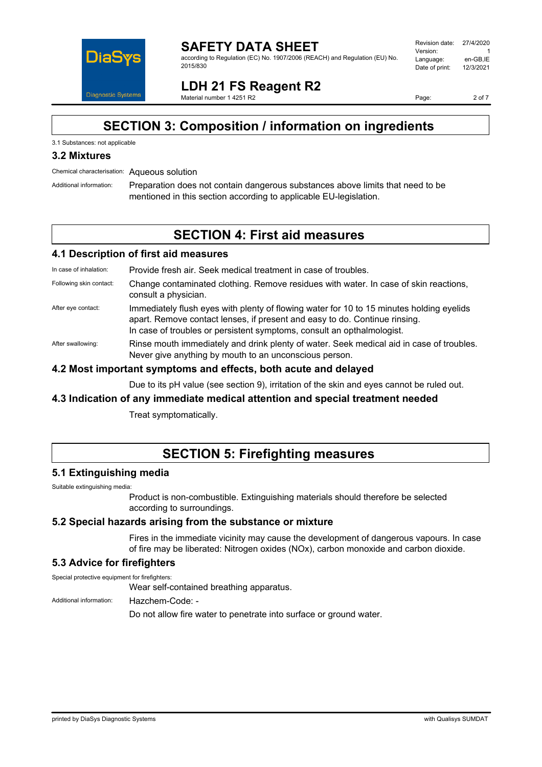# SECTION 3: Composition / information on ingredients

3.1 Substances: not applicable

## 3.2 Mixtures

Chemical characterisation: Aqueous solution

Additional information: Preparation does not contain dangerous substances above limits that need to be mentioned in this section according to applicable EU-legislation.

# SECTION 4: First aid measures

## 4.1 Description of first aid measures

In case of inhalation: Provide fresh air. Seek medical treatment in case of troubles.

Following skin contact: Change contaminated clothing. Remove residues with water. In case of skin reactions, consult a physician.

After eye contact: Immediately flush eyes with plenty of flowing water for 10 to 15 minutes holding eyelids apart. Remove contact lenses, if present and easy to do. Continue rinsing. In case of troubles or persistent symptoms, consult an opthalmologist.

After swallowing: Rinse mouth immediately and drink plenty of water. Seek medical aid in case of troubles. Never give anything by mouth to an unconscious person.

## 4.2 Most important symptoms and effects, both acute and delayed

Due to its pH value (see section 9), irritation of the skin and eyes cannot be ruled out.

## 4.3 Indication of any immediate medical attention and special treatment needed

Treat symptomatically.

# SECTION 5: Firefighting measures

## 5.1 Extinguishing media

Suitable extinguishing media:

Product is non-combustible. Extinguishing materials should therefore be selected according to surroundings.

## 5.2 Special hazards arising from the substance or mixture

Fires in the immediate vicinity may cause the development of dangerous vapours. In case of fire may be liberated: Nitrogen oxides (NOx), carbon monoxide and carbon dioxide.

## 5.3 Advice for firefighters

Special protective equipment for firefighters:

Wear self-contained breathing apparatus.

Additional information: Hazchem-Code: -

Do not allow fire water to penetrate into surface or ground water.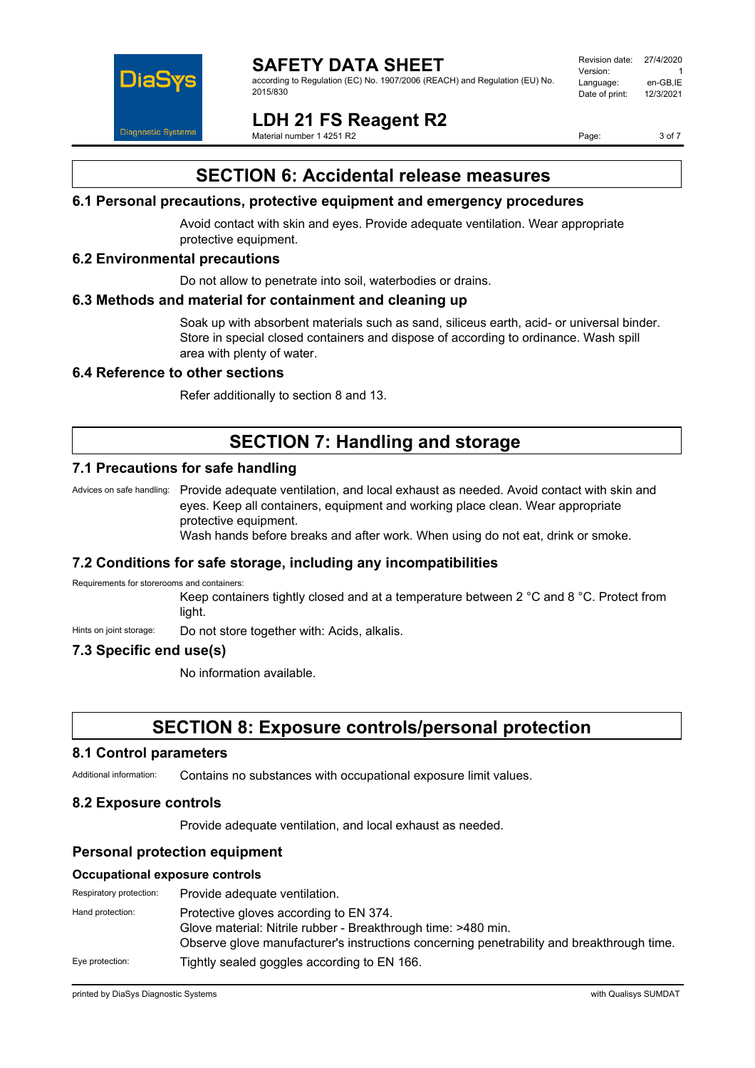## SECTION 6: Accidental release measures

### 6.1 Personal precautions, protective equipment and emergency procedures

Avoid contact with skin and eyes. Provide adequate ventilation. Wear appropriate protective equipment.

### 6.2 Environmental precautions

Do not allow to penetrate into soil, waterbodies or drains.

### 6.3 Methods and material for containment and cleaning up

Soak up with absorbent materials such as sand, siliceus earth, acid- or universal binder. Store in special closed containers and dispose of according to ordinance. Wash spill area with plenty of water.

### 6.4 Reference to other sections

Refer additionally to section 8 and 13.

## SECTION 7: Handling and storage

### 7.1 Precautions for safe handling

Advices on safe handling: Provide adequate ventilation, and local exhaust as needed. Avoid contact with skin and eyes. Keep all containers, equipment and working place clean. Wear appropriate protective equipment.
Wash hands before breaks and after work. When using do not eat, drink or smoke.

### 7.2 Conditions for safe storage, including any incompatibilities

Requirements for storerooms and containers:
Keep containers tightly closed and at a temperature between 2 °C and 8 °C. Protect from light.

Hints on joint storage: Do not store together with: Acids, alkalis.

### 7.3 Specific end use(s)

No information available.

## SECTION 8: Exposure controls/personal protection

### 8.1 Control parameters

Additional information: Contains no substances with occupational exposure limit values.

### 8.2 Exposure controls

Provide adequate ventilation, and local exhaust as needed.

### Personal protection equipment

#### Occupational exposure controls

Respiratory protection: Provide adequate ventilation.

Hand protection: Protective gloves according to EN 374.
Glove material: Nitrile rubber - Breakthrough time: >480 min.
Observe glove manufacturer's instructions concerning penetrability and breakthrough time.

Eye protection: Tightly sealed goggles according to EN 166.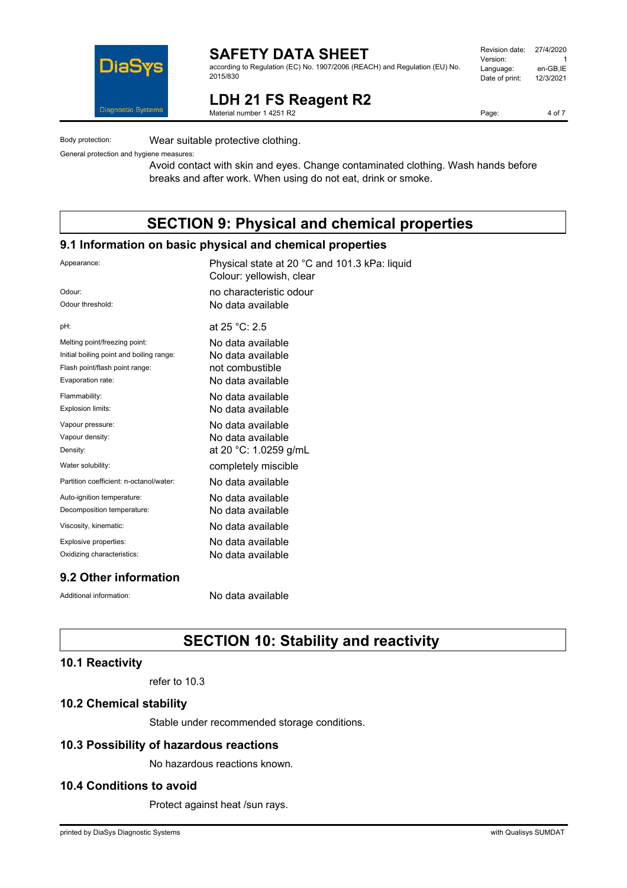Body protection: Wear suitable protective clothing.

General protection and hygiene measures:

Avoid contact with skin and eyes. Change contaminated clothing. Wash hands before breaks and after work. When using do not eat, drink or smoke.

# SECTION 9: Physical and chemical properties

## 9.1 Information on basic physical and chemical properties

| | |
|---|---|
| Appearance: | Physical state at 20 °C and 101.3 kPa: liquid<br>Colour: yellowish, clear |
| Odour: | no characteristic odour |
| Odour threshold: | No data available |
| pH: | at 25 °C: 2.5 |
| Melting point/freezing point: | No data available |
| Initial boiling point and boiling range: | No data available |
| Flash point/flash point range: | not combustible |
| Evaporation rate: | No data available |
| Flammability: | No data available |
| Explosion limits: | No data available |
| Vapour pressure: | No data available |
| Vapour density: | No data available |
| Density: | at 20 °C: 1.0259 g/mL |
| Water solubility: | completely miscible |
| Partition coefficient: n-octanol/water: | No data available |
| Auto-ignition temperature: | No data available |
| Decomposition temperature: | No data available |
| Viscosity, kinematic: | No data available |
| Explosive properties: | No data available |
| Oxidizing characteristics: | No data available |

## 9.2 Other information

Additional information: No data available

# SECTION 10: Stability and reactivity

## 10.1 Reactivity

refer to 10.3

## 10.2 Chemical stability

Stable under recommended storage conditions.

## 10.3 Possibility of hazardous reactions

No hazardous reactions known.

## 10.4 Conditions to avoid

Protect against heat /sun rays.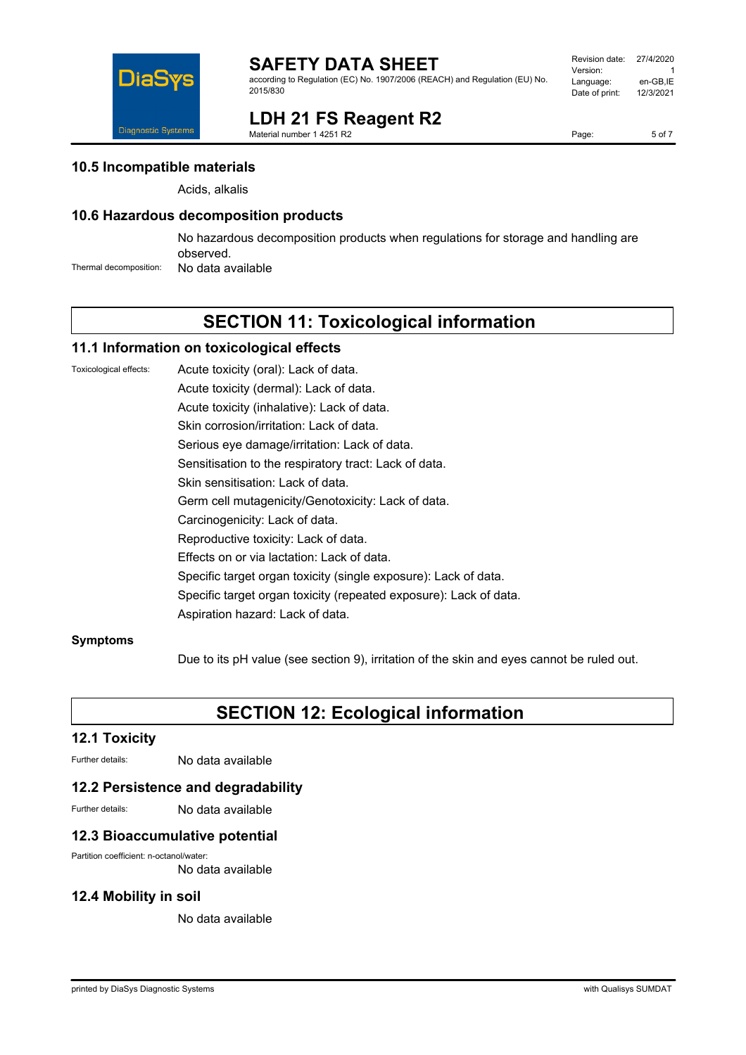### 10.5 Incompatible materials

Acids, alkalis

### 10.6 Hazardous decomposition products

No hazardous decomposition products when regulations for storage and handling are observed.

Thermal decomposition: No data available

## SECTION 11: Toxicological information

### 11.1 Information on toxicological effects

Toxicological effects:

Acute toxicity (oral): Lack of data.

Acute toxicity (dermal): Lack of data.

Acute toxicity (inhalative): Lack of data.

Skin corrosion/irritation: Lack of data.

Serious eye damage/irritation: Lack of data.

Sensitisation to the respiratory tract: Lack of data.

Skin sensitisation: Lack of data.

Germ cell mutagenicity/Genotoxicity: Lack of data.

Carcinogenicity: Lack of data.

Reproductive toxicity: Lack of data.

Effects on or via lactation: Lack of data.

Specific target organ toxicity (single exposure): Lack of data.

Specific target organ toxicity (repeated exposure): Lack of data.

Aspiration hazard: Lack of data.

**Symptoms**

Due to its pH value (see section 9), irritation of the skin and eyes cannot be ruled out.

## SECTION 12: Ecological information

### 12.1 Toxicity

Further details: No data available

### 12.2 Persistence and degradability

Further details: No data available

### 12.3 Bioaccumulative potential

Partition coefficient: n-octanol/water:

No data available

### 12.4 Mobility in soil

No data available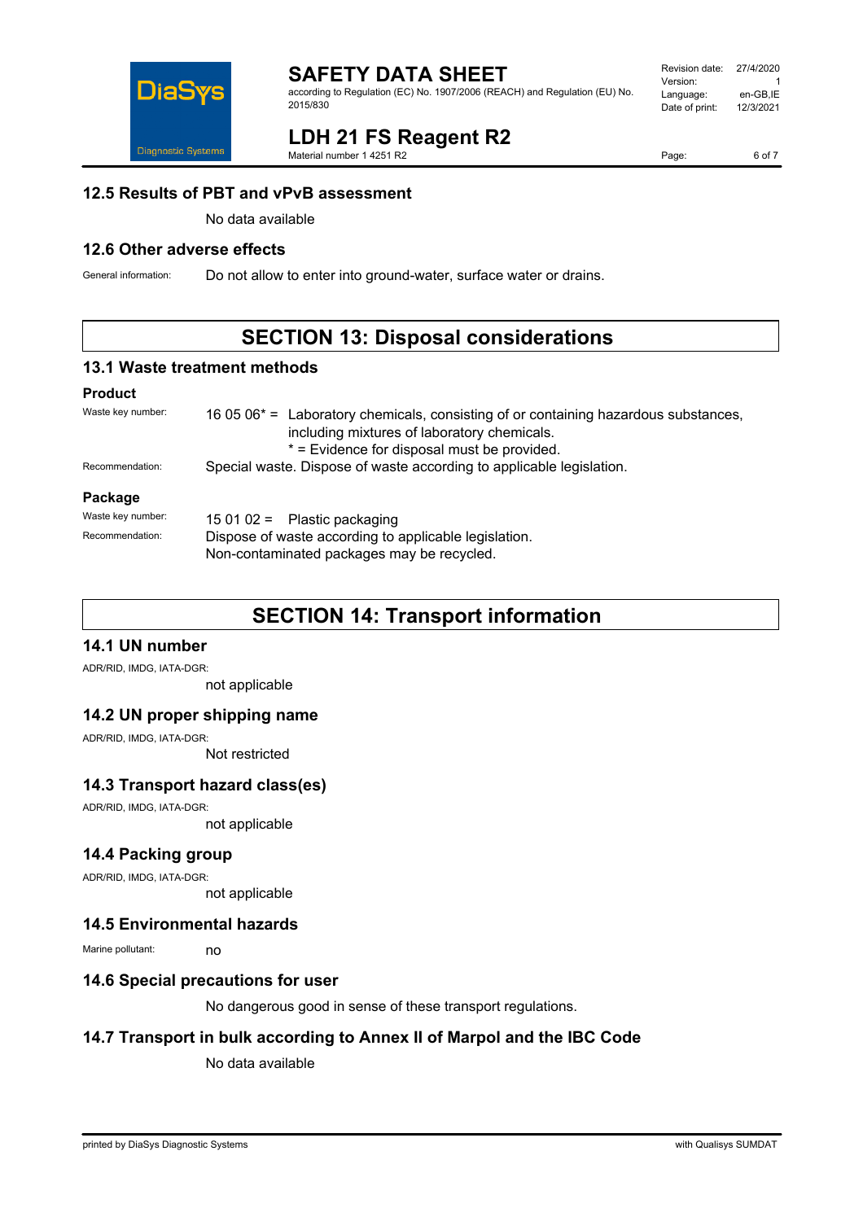## 12.5 Results of PBT and vPvB assessment

No data available

## 12.6 Other adverse effects

General information: Do not allow to enter into ground-water, surface water or drains.

# SECTION 13: Disposal considerations

## 13.1 Waste treatment methods

### Product

Waste key number: 16 05 06* = Laboratory chemicals, consisting of or containing hazardous substances, including mixtures of laboratory chemicals.
* = Evidence for disposal must be provided.

Recommendation: Special waste. Dispose of waste according to applicable legislation.

### Package

Waste key number: 15 01 02 = Plastic packaging

Recommendation: Dispose of waste according to applicable legislation.
Non-contaminated packages may be recycled.

# SECTION 14: Transport information

## 14.1 UN number

ADR/RID, IMDG, IATA-DGR:

not applicable

## 14.2 UN proper shipping name

ADR/RID, IMDG, IATA-DGR:

Not restricted

## 14.3 Transport hazard class(es)

ADR/RID, IMDG, IATA-DGR:

not applicable

## 14.4 Packing group

ADR/RID, IMDG, IATA-DGR:

not applicable

## 14.5 Environmental hazards

Marine pollutant: no

## 14.6 Special precautions for user

No dangerous good in sense of these transport regulations.

## 14.7 Transport in bulk according to Annex II of Marpol and the IBC Code

No data available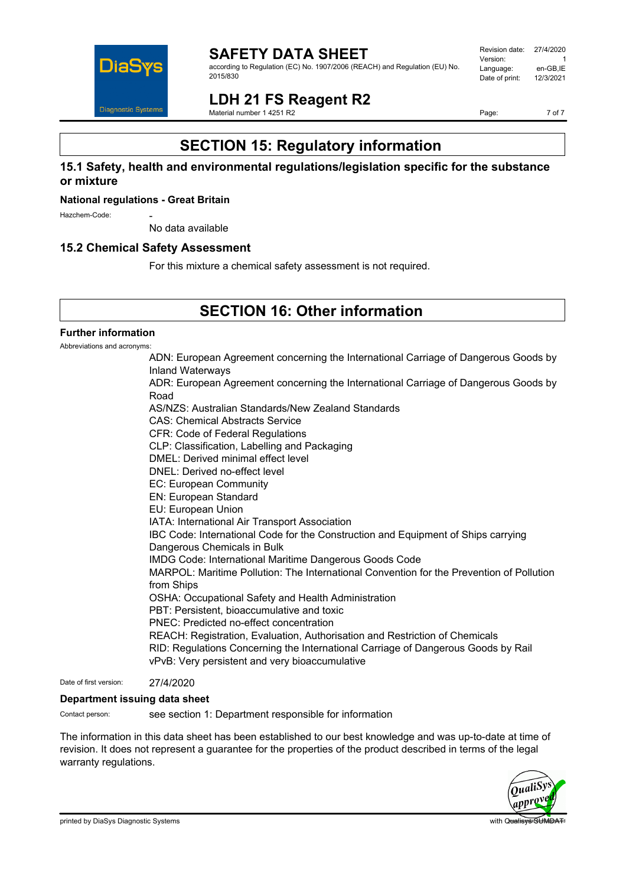# SECTION 15: Regulatory information

## 15.1 Safety, health and environmental regulations/legislation specific for the substance or mixture

### National regulations - Great Britain

Hazchem-Code: -

No data available

## 15.2 Chemical Safety Assessment

For this mixture a chemical safety assessment is not required.

# SECTION 16: Other information

### Further information

Abbreviations and acronyms:

ADN: European Agreement concerning the International Carriage of Dangerous Goods by Inland Waterways
ADR: European Agreement concerning the International Carriage of Dangerous Goods by Road
AS/NZS: Australian Standards/New Zealand Standards
CAS: Chemical Abstracts Service
CFR: Code of Federal Regulations
CLP: Classification, Labelling and Packaging
DMEL: Derived minimal effect level
DNEL: Derived no-effect level
EC: European Community
EN: European Standard
EU: European Union
IATA: International Air Transport Association
IBC Code: International Code for the Construction and Equipment of Ships carrying Dangerous Chemicals in Bulk
IMDG Code: International Maritime Dangerous Goods Code
MARPOL: Maritime Pollution: The International Convention for the Prevention of Pollution from Ships
OSHA: Occupational Safety and Health Administration
PBT: Persistent, bioaccumulative and toxic
PNEC: Predicted no-effect concentration
REACH: Registration, Evaluation, Authorisation and Restriction of Chemicals
RID: Regulations Concerning the International Carriage of Dangerous Goods by Rail
vPvB: Very persistent and very bioaccumulative

Date of first version: 27/4/2020

### Department issuing data sheet

Contact person: see section 1: Department responsible for information

The information in this data sheet has been established to our best knowledge and was up-to-date at time of revision. It does not represent a guarantee for the properties of the product described in terms of the legal warranty regulations.